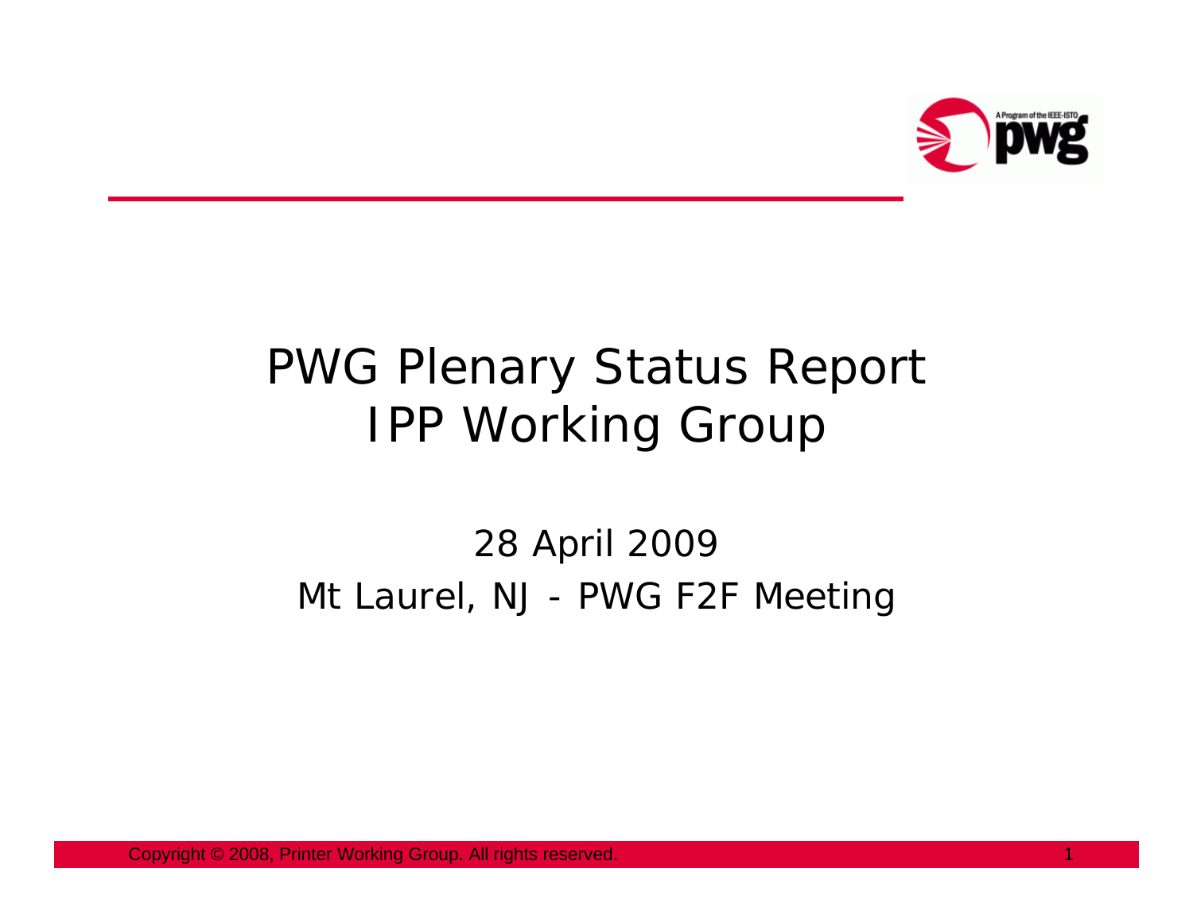# PWG Plenary Status Report
# IPP Working Group

28 April 2009

Mt Laurel, NJ - PWG F2F Meeting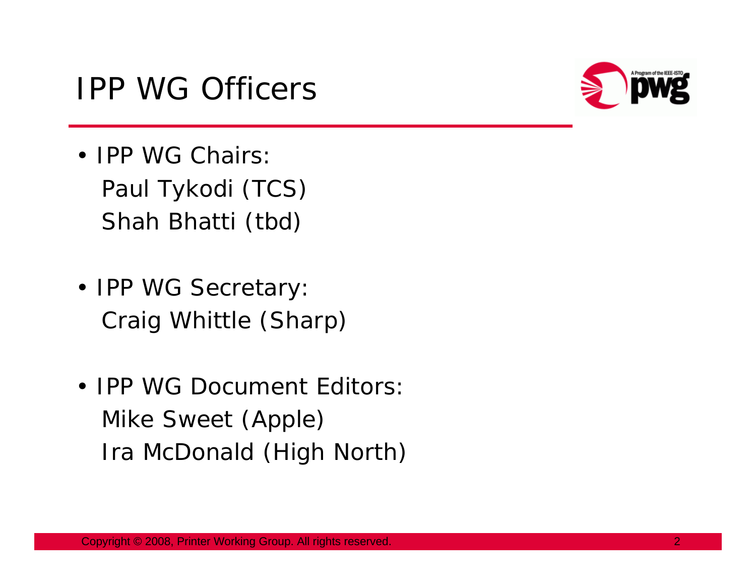# IPP WG Officers

- IPP WG Chairs:
  Paul Tykodi (TCS)
  Shah Bhatti (tbd)

- IPP WG Secretary:
  Craig Whittle (Sharp)

- IPP WG Document Editors:
  Mike Sweet (Apple)
  Ira McDonald (High North)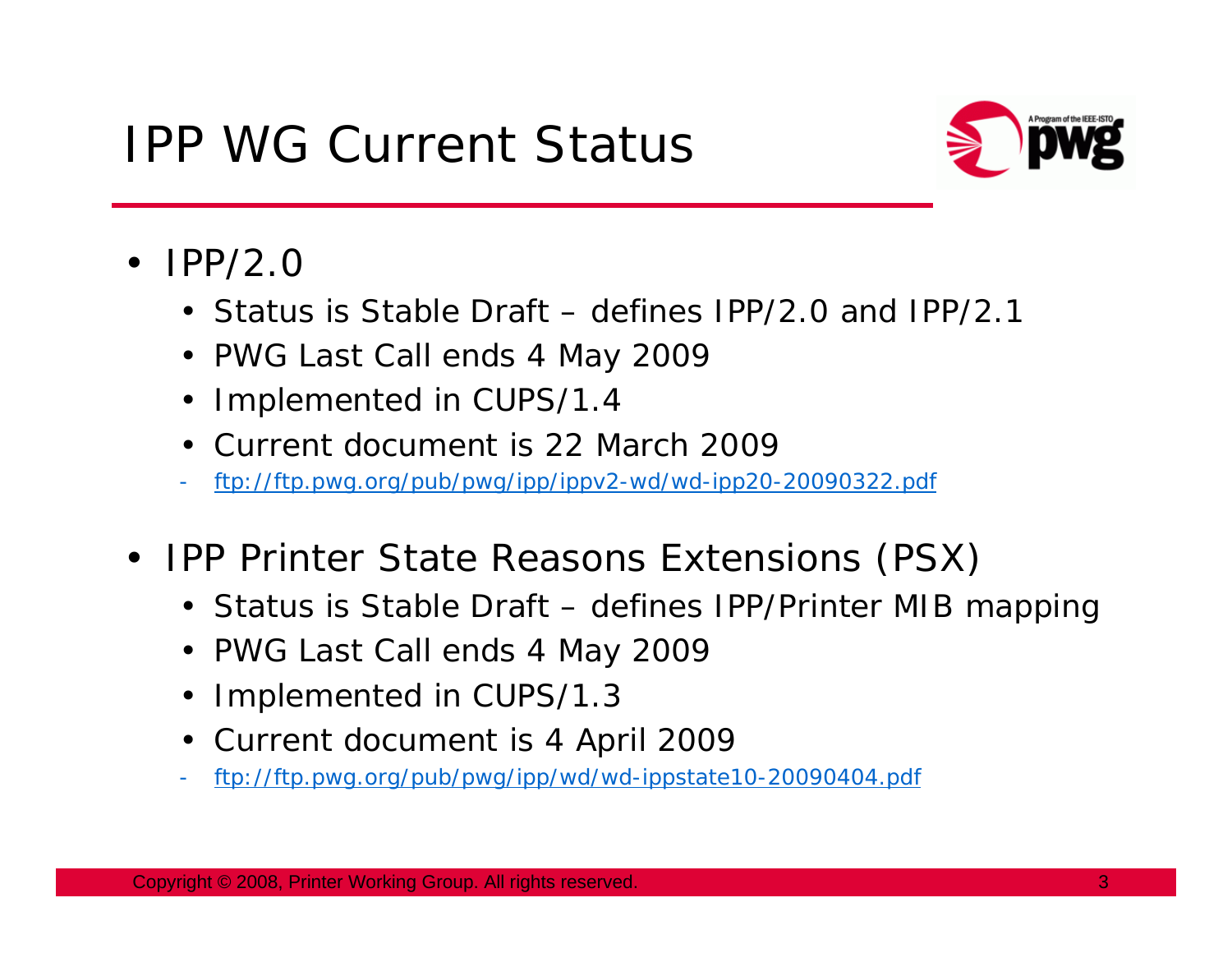# IPP WG Current Status

- IPP/2.0
  - Status is Stable Draft – defines IPP/2.0 and IPP/2.1
  - PWG Last Call ends 4 May 2009
  - Implemented in CUPS/1.4
  - Current document is 22 March 2009
    - ftp://ftp.pwg.org/pub/pwg/ipp/ippv2-wd/wd-ipp20-20090322.pdf
- IPP Printer State Reasons Extensions (PSX)
  - Status is Stable Draft – defines IPP/Printer MIB mapping
  - PWG Last Call ends 4 May 2009
  - Implemented in CUPS/1.3
  - Current document is 4 April 2009
    - ftp://ftp.pwg.org/pub/pwg/ipp/wd/wd-ippstate10-20090404.pdf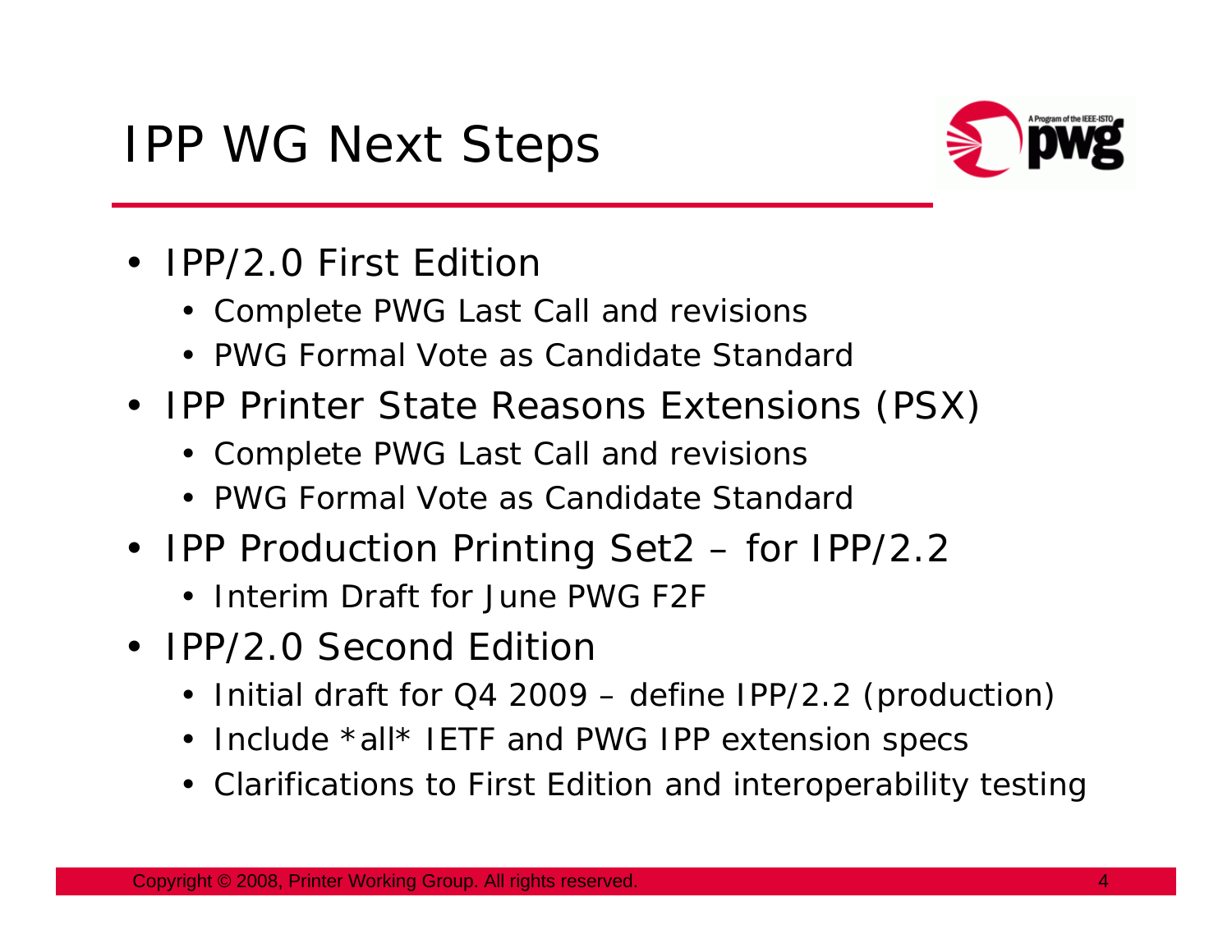# IPP WG Next Steps

- IPP/2.0 First Edition
  - Complete PWG Last Call and revisions
  - PWG Formal Vote as Candidate Standard
- IPP Printer State Reasons Extensions (PSX)
  - Complete PWG Last Call and revisions
  - PWG Formal Vote as Candidate Standard
- IPP Production Printing Set2 – for IPP/2.2
  - Interim Draft for June PWG F2F
- IPP/2.0 Second Edition
  - Initial draft for Q4 2009 – define IPP/2.2 (production)
  - Include *all* IETF and PWG IPP extension specs
  - Clarifications to First Edition and interoperability testing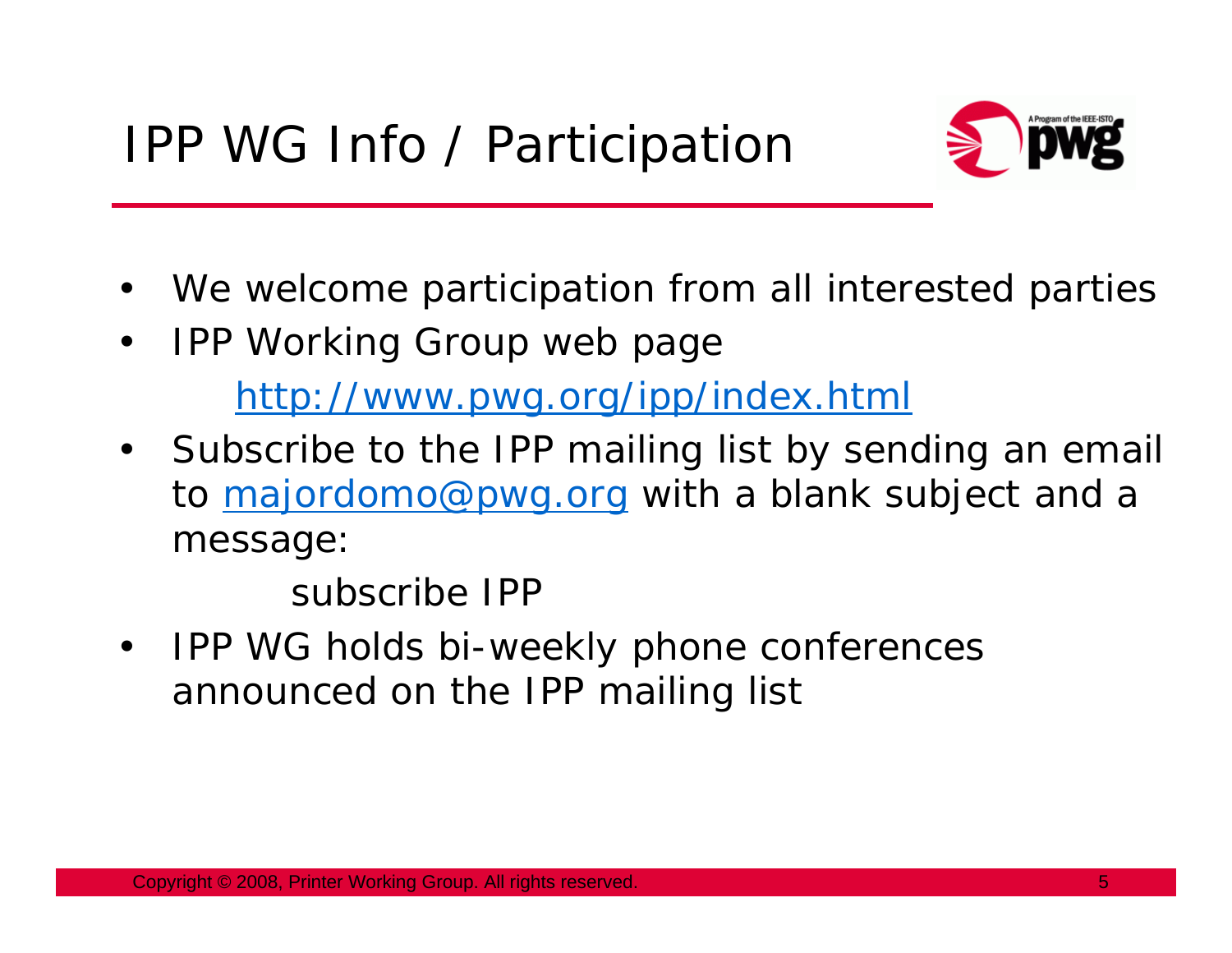# IPP WG Info / Participation

- We welcome participation from all interested parties
- IPP Working Group web page

  http://www.pwg.org/ipp/index.html

- Subscribe to the IPP mailing list by sending an email to majordomo@pwg.org with a blank subject and a message:

  subscribe IPP

- IPP WG holds bi-weekly phone conferences announced on the IPP mailing list

Copyright © 2008, Printer Working Group. All rights reserved.